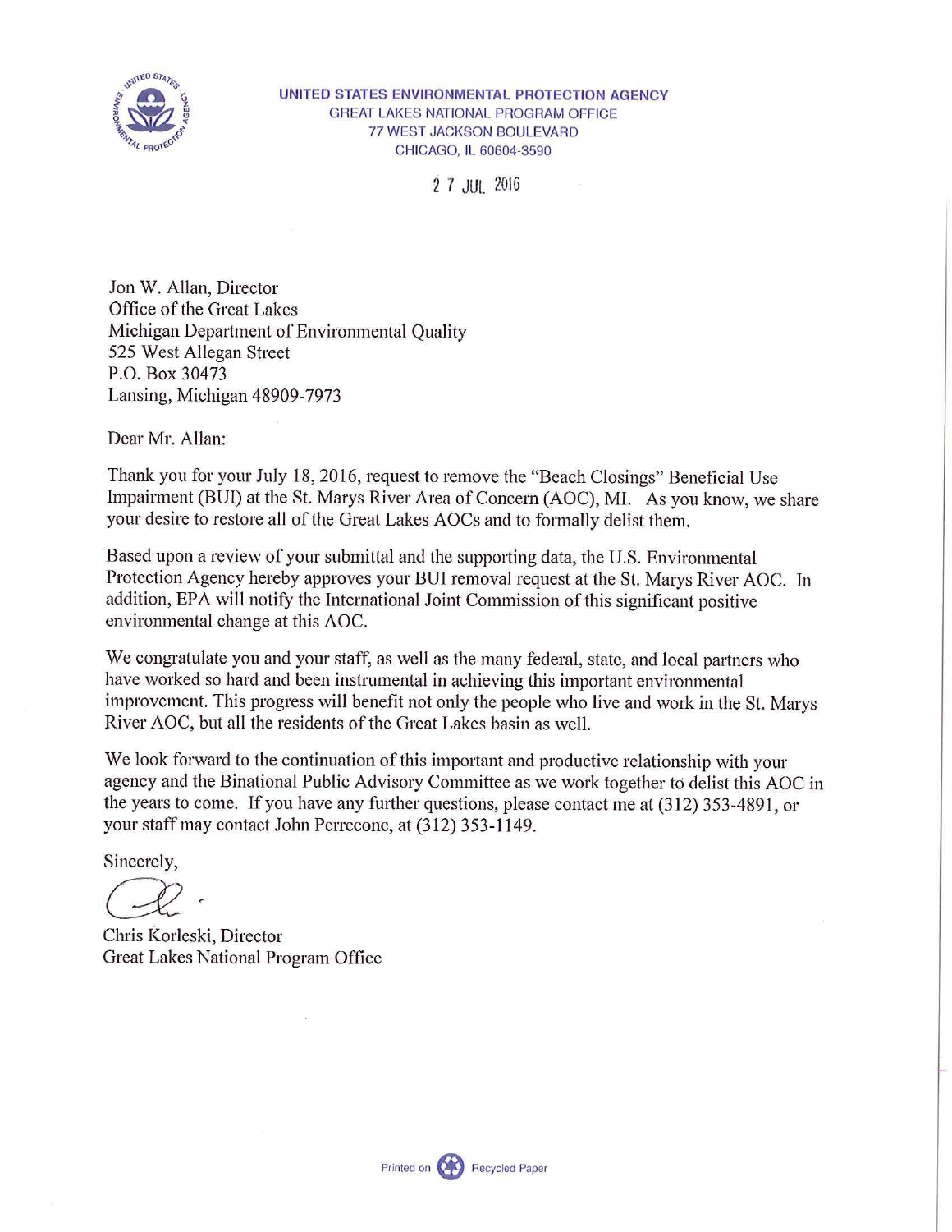**UNITED STATES ENVIRONMENTAL PROTECTION AGENCY**
GREAT LAKES NATIONAL PROGRAM OFFICE
77 WEST JACKSON BOULEVARD
CHICAGO, IL 60604-3590

27 JUL 2016

Jon W. Allan, Director
Office of the Great Lakes
Michigan Department of Environmental Quality
525 West Allegan Street
P.O. Box 30473
Lansing, Michigan 48909-7973

Dear Mr. Allan:

Thank you for your July 18, 2016, request to remove the "Beach Closings" Beneficial Use Impairment (BUI) at the St. Marys River Area of Concern (AOC), MI. As you know, we share your desire to restore all of the Great Lakes AOCs and to formally delist them.

Based upon a review of your submittal and the supporting data, the U.S. Environmental Protection Agency hereby approves your BUI removal request at the St. Marys River AOC. In addition, EPA will notify the International Joint Commission of this significant positive environmental change at this AOC.

We congratulate you and your staff, as well as the many federal, state, and local partners who have worked so hard and been instrumental in achieving this important environmental improvement. This progress will benefit not only the people who live and work in the St. Marys River AOC, but all the residents of the Great Lakes basin as well.

We look forward to the continuation of this important and productive relationship with your agency and the Binational Public Advisory Committee as we work together to delist this AOC in the years to come. If you have any further questions, please contact me at (312) 353-4891, or your staff may contact John Perrecone, at (312) 353-1149.

Sincerely,

Chris Korleski, Director
Great Lakes National Program Office

Printed on Recycled Paper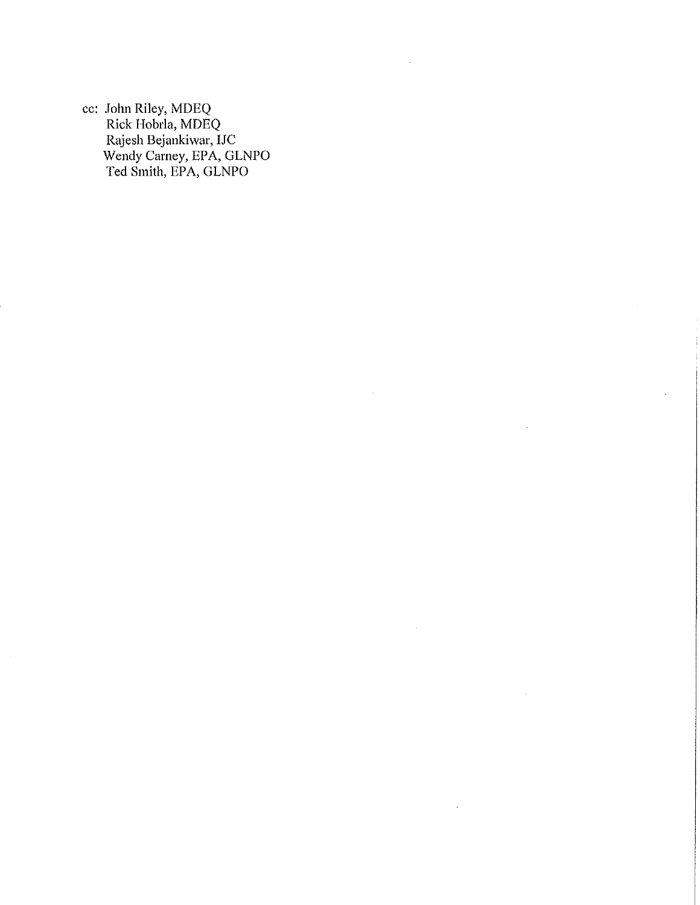cc: John Riley, MDEQ
Rick Hobrla, MDEQ
Rajesh Bejankiwar, IJC
Wendy Carney, EPA, GLNPO
Ted Smith, EPA, GLNPO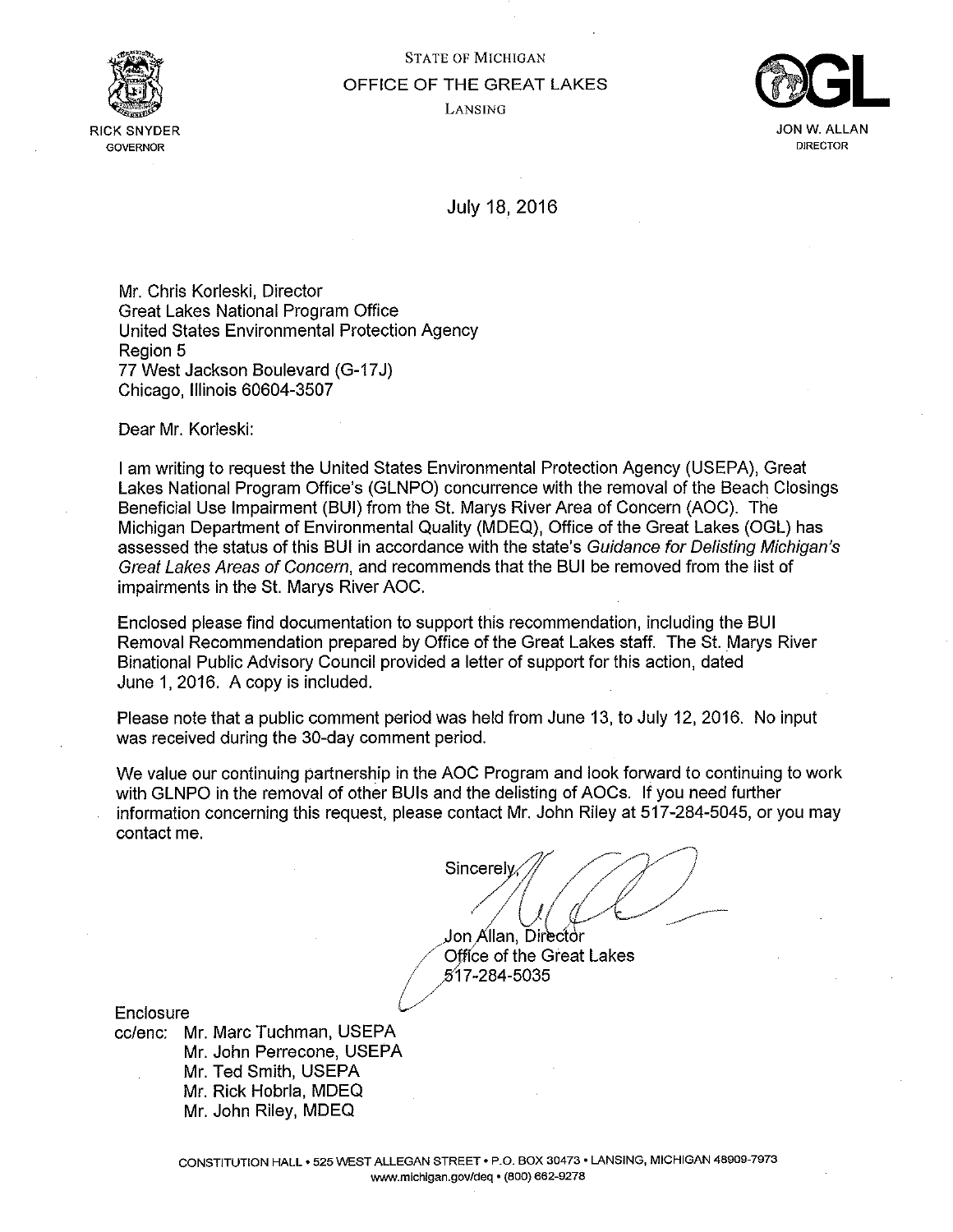STATE OF MICHIGAN

OFFICE OF THE GREAT LAKES

LANSING

RICK SNYDER
GOVERNOR

JON W. ALLAN
DIRECTOR

July 18, 2016

Mr. Chris Korleski, Director
Great Lakes National Program Office
United States Environmental Protection Agency
Region 5
77 West Jackson Boulevard (G-17J)
Chicago, Illinois 60604-3507

Dear Mr. Korleski:

I am writing to request the United States Environmental Protection Agency (USEPA), Great Lakes National Program Office's (GLNPO) concurrence with the removal of the Beach Closings Beneficial Use Impairment (BUI) from the St. Marys River Area of Concern (AOC). The Michigan Department of Environmental Quality (MDEQ), Office of the Great Lakes (OGL) has assessed the status of this BUI in accordance with the state's *Guidance for Delisting Michigan's Great Lakes Areas of Concern*, and recommends that the BUI be removed from the list of impairments in the St. Marys River AOC.

Enclosed please find documentation to support this recommendation, including the BUI Removal Recommendation prepared by Office of the Great Lakes staff. The St. Marys River Binational Public Advisory Council provided a letter of support for this action, dated June 1, 2016. A copy is included.

Please note that a public comment period was held from June 13, to July 12, 2016. No input was received during the 30-day comment period.

We value our continuing partnership in the AOC Program and look forward to continuing to work with GLNPO in the removal of other BUIs and the delisting of AOCs. If you need further information concerning this request, please contact Mr. John Riley at 517-284-5045, or you may contact me.

Sincerely,

Jon Allan, Director
Office of the Great Lakes
517-284-5035

Enclosure
cc/enc: Mr. Marc Tuchman, USEPA
Mr. John Perrecone, USEPA
Mr. Ted Smith, USEPA
Mr. Rick Hobrla, MDEQ
Mr. John Riley, MDEQ

CONSTITUTION HALL • 525 WEST ALLEGAN STREET • P.O. BOX 30473 • LANSING, MICHIGAN 48909-7973
www.michigan.gov/deq • (800) 662-9278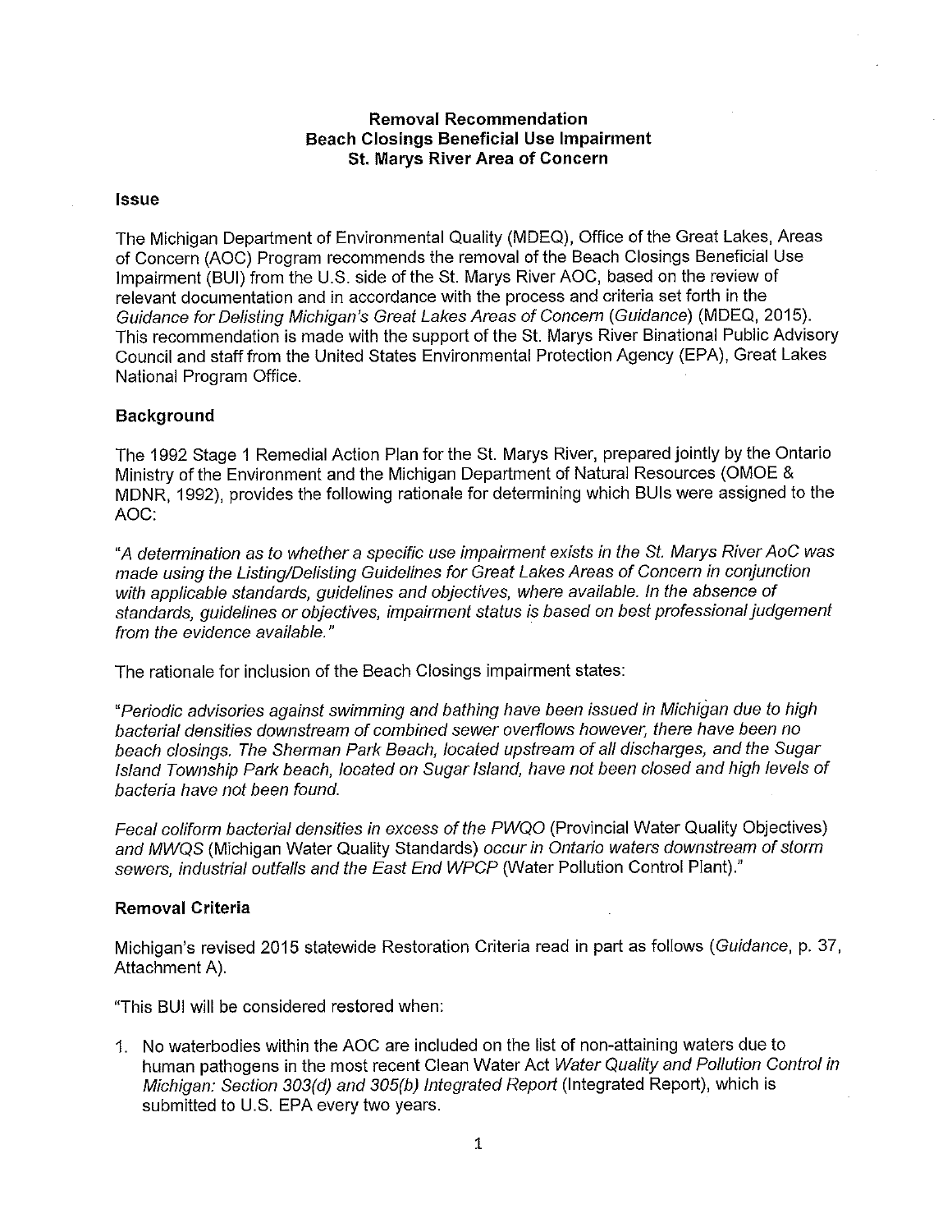**Removal Recommendation**
**Beach Closings Beneficial Use Impairment**
**St. Marys River Area of Concern**

## Issue

The Michigan Department of Environmental Quality (MDEQ), Office of the Great Lakes, Areas of Concern (AOC) Program recommends the removal of the Beach Closings Beneficial Use Impairment (BUI) from the U.S. side of the St. Marys River AOC, based on the review of relevant documentation and in accordance with the process and criteria set forth in the *Guidance for Delisting Michigan's Great Lakes Areas of Concern* (*Guidance*) (MDEQ, 2015). This recommendation is made with the support of the St. Marys River Binational Public Advisory Council and staff from the United States Environmental Protection Agency (EPA), Great Lakes National Program Office.

## Background

The 1992 Stage 1 Remedial Action Plan for the St. Marys River, prepared jointly by the Ontario Ministry of the Environment and the Michigan Department of Natural Resources (OMOE & MDNR, 1992), provides the following rationale for determining which BUIs were assigned to the AOC:

"*A determination as to whether a specific use impairment exists in the St. Marys River AoC was made using the Listing/Delisting Guidelines for Great Lakes Areas of Concern in conjunction with applicable standards, guidelines and objectives, where available. In the absence of standards, guidelines or objectives, impairment status is based on best professional judgement from the evidence available.*"

The rationale for inclusion of the Beach Closings impairment states:

"*Periodic advisories against swimming and bathing have been issued in Michigan due to high bacterial densities downstream of combined sewer overflows however, there have been no beach closings. The Sherman Park Beach, located upstream of all discharges, and the Sugar Island Township Park beach, located on Sugar Island, have not been closed and high levels of bacteria have not been found.*

*Fecal coliform bacterial densities in excess of the PWQO* (Provincial Water Quality Objectives) *and MWQS* (Michigan Water Quality Standards) *occur in Ontario waters downstream of storm sewers, industrial outfalls and the East End WPCP* (Water Pollution Control Plant)."

## Removal Criteria

Michigan's revised 2015 statewide Restoration Criteria read in part as follows (*Guidance*, p. 37, Attachment A).

"This BUI will be considered restored when:

1. No waterbodies within the AOC are included on the list of non-attaining waters due to human pathogens in the most recent Clean Water Act *Water Quality and Pollution Control in Michigan: Section 303(d) and 305(b) Integrated Report* (Integrated Report), which is submitted to U.S. EPA every two years.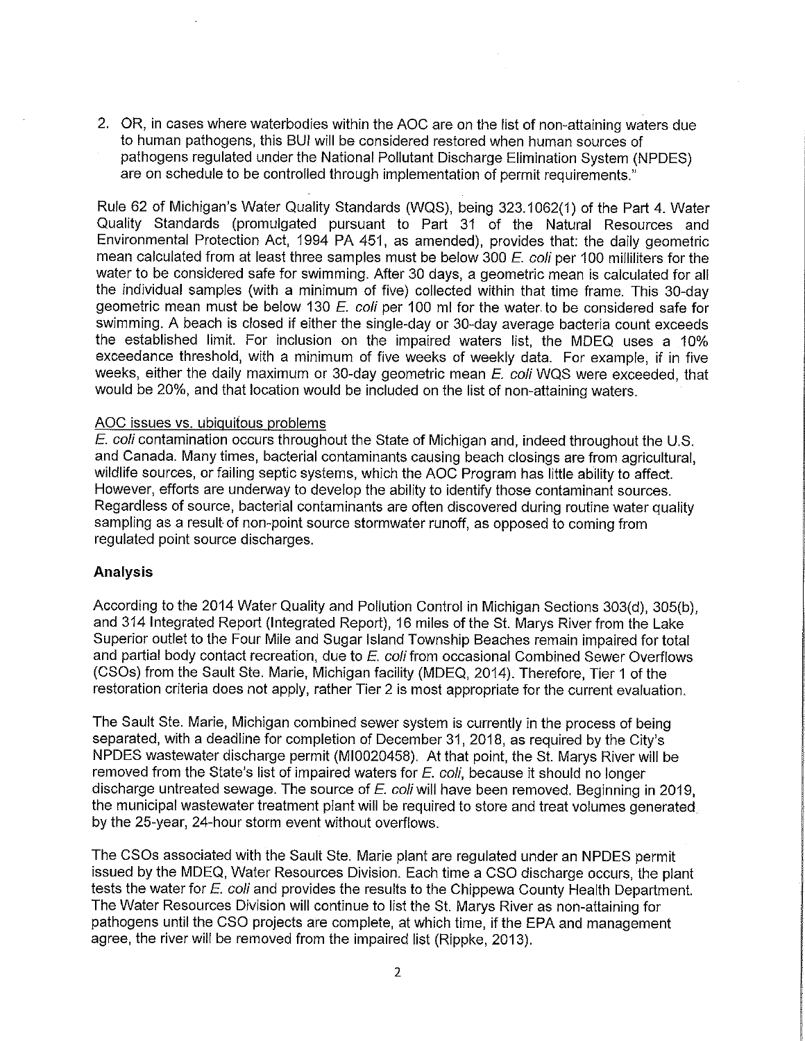2. OR, in cases where waterbodies within the AOC are on the list of non-attaining waters due to human pathogens, this BUI will be considered restored when human sources of pathogens regulated under the National Pollutant Discharge Elimination System (NPDES) are on schedule to be controlled through implementation of permit requirements."

Rule 62 of Michigan's Water Quality Standards (WQS), being 323.1062(1) of the Part 4. Water Quality Standards (promulgated pursuant to Part 31 of the Natural Resources and Environmental Protection Act, 1994 PA 451, as amended), provides that: the daily geometric mean calculated from at least three samples must be below 300 *E. coli* per 100 milliliters for the water to be considered safe for swimming. After 30 days, a geometric mean is calculated for all the individual samples (with a minimum of five) collected within that time frame. This 30-day geometric mean must be below 130 *E. coli* per 100 ml for the water to be considered safe for swimming. A beach is closed if either the single-day or 30-day average bacteria count exceeds the established limit. For inclusion on the impaired waters list, the MDEQ uses a 10% exceedance threshold, with a minimum of five weeks of weekly data. For example, if in five weeks, either the daily maximum or 30-day geometric mean *E. coli* WQS were exceeded, that would be 20%, and that location would be included on the list of non-attaining waters.

AOC issues vs. ubiquitous problems

*E. coli* contamination occurs throughout the State of Michigan and, indeed throughout the U.S. and Canada. Many times, bacterial contaminants causing beach closings are from agricultural, wildlife sources, or failing septic systems, which the AOC Program has little ability to affect. However, efforts are underway to develop the ability to identify those contaminant sources. Regardless of source, bacterial contaminants are often discovered during routine water quality sampling as a result of non-point source stormwater runoff, as opposed to coming from regulated point source discharges.

## Analysis

According to the 2014 Water Quality and Pollution Control in Michigan Sections 303(d), 305(b), and 314 Integrated Report (Integrated Report), 16 miles of the St. Marys River from the Lake Superior outlet to the Four Mile and Sugar Island Township Beaches remain impaired for total and partial body contact recreation, due to *E. coli* from occasional Combined Sewer Overflows (CSOs) from the Sault Ste. Marie, Michigan facility (MDEQ, 2014). Therefore, Tier 1 of the restoration criteria does not apply, rather Tier 2 is most appropriate for the current evaluation.

The Sault Ste. Marie, Michigan combined sewer system is currently in the process of being separated, with a deadline for completion of December 31, 2018, as required by the City's NPDES wastewater discharge permit (MI0020458). At that point, the St. Marys River will be removed from the State's list of impaired waters for *E. coli*, because it should no longer discharge untreated sewage. The source of *E. coli* will have been removed. Beginning in 2019, the municipal wastewater treatment plant will be required to store and treat volumes generated by the 25-year, 24-hour storm event without overflows.

The CSOs associated with the Sault Ste. Marie plant are regulated under an NPDES permit issued by the MDEQ, Water Resources Division. Each time a CSO discharge occurs, the plant tests the water for *E. coli* and provides the results to the Chippewa County Health Department. The Water Resources Division will continue to list the St. Marys River as non-attaining for pathogens until the CSO projects are complete, at which time, if the EPA and management agree, the river will be removed from the impaired list (Rippke, 2013).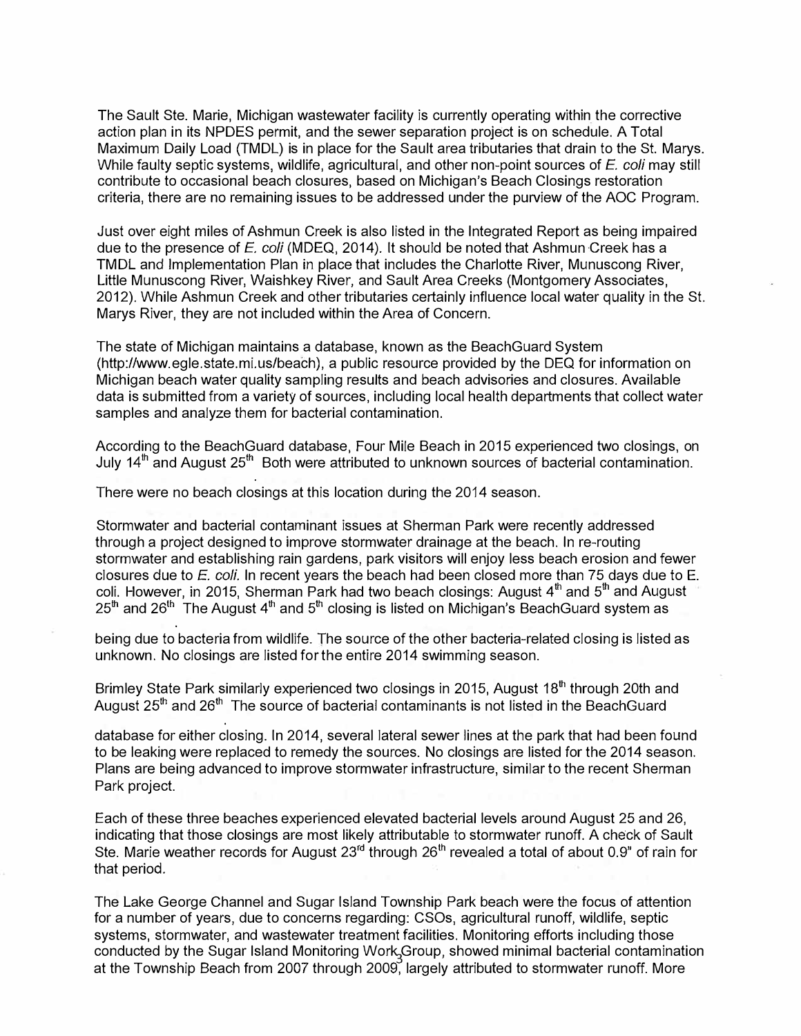The Sault Ste. Marie, Michigan wastewater facility is currently operating within the corrective action plan in its NPDES permit, and the sewer separation project is on schedule. A Total Maximum Daily Load (TMDL) is in place for the Sault area tributaries that drain to the St. Marys. While faulty septic systems, wildlife, agricultural, and other non-point sources of *E. coli* may still contribute to occasional beach closures, based on Michigan's Beach Closings restoration criteria, there are no remaining issues to be addressed under the purview of the AOC Program.

Just over eight miles of Ashmun Creek is also listed in the Integrated Report as being impaired due to the presence of *E. coli* (MDEQ, 2014). It should be noted that Ashmun Creek has a TMDL and Implementation Plan in place that includes the Charlotte River, Munuscong River, Little Munuscong River, Waishkey River, and Sault Area Creeks (Montgomery Associates, 2012). While Ashmun Creek and other tributaries certainly influence local water quality in the St. Marys River, they are not included within the Area of Concern.

The state of Michigan maintains a database, known as the BeachGuard System (http://www.egle.state.mi.us/beach), a public resource provided by the DEQ for information on Michigan beach water quality sampling results and beach advisories and closures. Available data is submitted from a variety of sources, including local health departments that collect water samples and analyze them for bacterial contamination.

According to the BeachGuard database, Four Mile Beach in 2015 experienced two closings, on July 14th and August 25th. Both were attributed to unknown sources of bacterial contamination.

There were no beach closings at this location during the 2014 season.

Stormwater and bacterial contaminant issues at Sherman Park were recently addressed through a project designed to improve stormwater drainage at the beach. In re-routing stormwater and establishing rain gardens, park visitors will enjoy less beach erosion and fewer closures due to *E. coli*. In recent years the beach had been closed more than 75 days due to E. coli. However, in 2015, Sherman Park had two beach closings: August 4th and 5th and August 25th and 26th. The August 4th and 5th closing is listed on Michigan's BeachGuard system as being due to bacteria from wildlife. The source of the other bacteria-related closing is listed as unknown. No closings are listed for the entire 2014 swimming season.

Brimley State Park similarly experienced two closings in 2015, August 18th through 20th and August 25th and 26th. The source of bacterial contaminants is not listed in the BeachGuard database for either closing. In 2014, several lateral sewer lines at the park that had been found to be leaking were replaced to remedy the sources. No closings are listed for the 2014 season. Plans are being advanced to improve stormwater infrastructure, similar to the recent Sherman Park project.

Each of these three beaches experienced elevated bacterial levels around August 25 and 26, indicating that those closings are most likely attributable to stormwater runoff. A check of Sault Ste. Marie weather records for August 23rd through 26th revealed a total of about 0.9" of rain for that period.

The Lake George Channel and Sugar Island Township Park beach were the focus of attention for a number of years, due to concerns regarding: CSOs, agricultural runoff, wildlife, septic systems, stormwater, and wastewater treatment facilities. Monitoring efforts including those conducted by the Sugar Island Monitoring Work Group, showed minimal bacterial contamination at the Township Beach from 2007 through 2009, largely attributed to stormwater runoff. More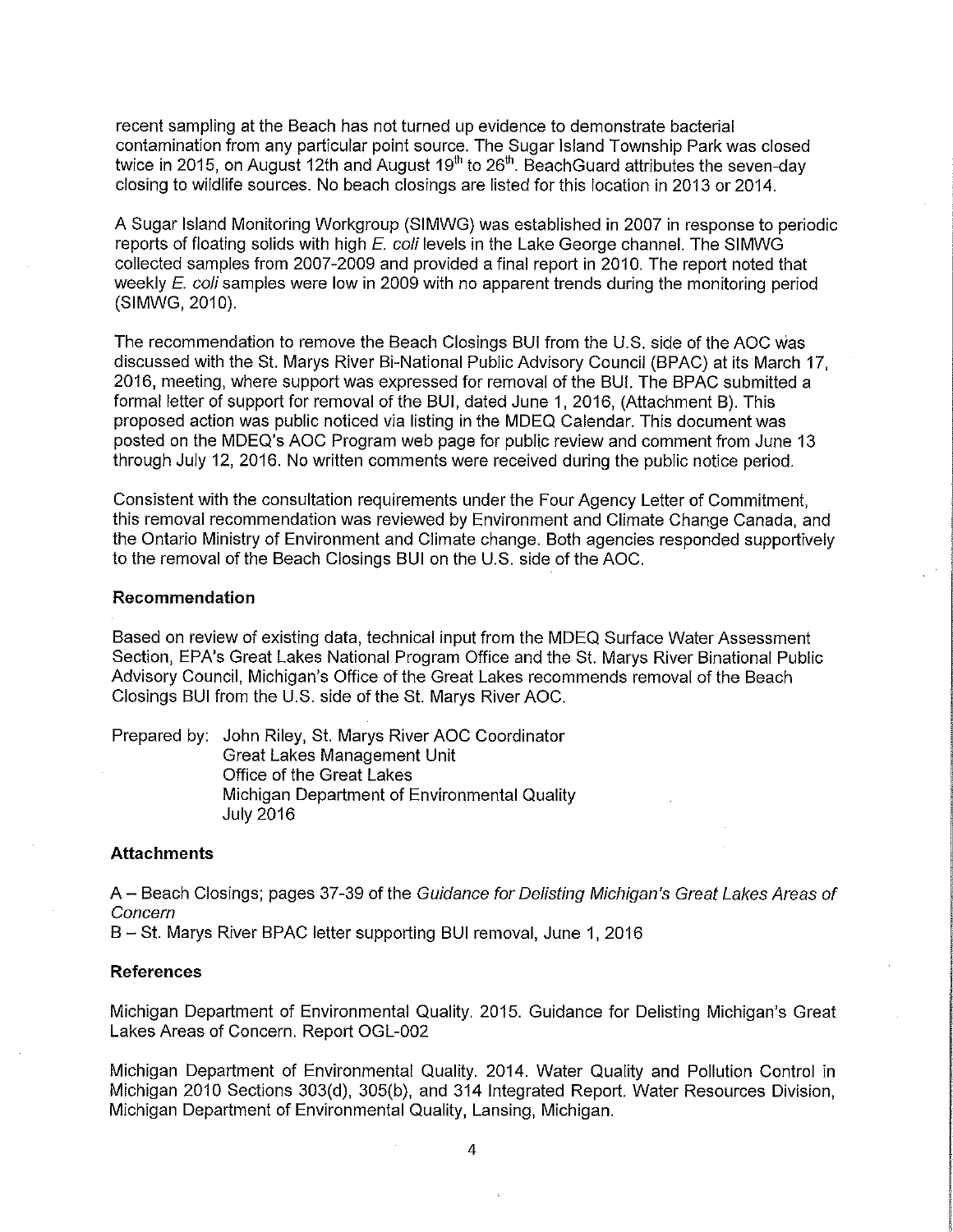recent sampling at the Beach has not turned up evidence to demonstrate bacterial contamination from any particular point source. The Sugar Island Township Park was closed twice in 2015, on August 12th and August 19th to 26th. BeachGuard attributes the seven-day closing to wildlife sources. No beach closings are listed for this location in 2013 or 2014.

A Sugar Island Monitoring Workgroup (SIMWG) was established in 2007 in response to periodic reports of floating solids with high *E. coli* levels in the Lake George channel. The SIMWG collected samples from 2007-2009 and provided a final report in 2010. The report noted that weekly *E. coli* samples were low in 2009 with no apparent trends during the monitoring period (SIMWG, 2010).

The recommendation to remove the Beach Closings BUI from the U.S. side of the AOC was discussed with the St. Marys River Bi-National Public Advisory Council (BPAC) at its March 17, 2016, meeting, where support was expressed for removal of the BUI. The BPAC submitted a formal letter of support for removal of the BUI, dated June 1, 2016, (Attachment B). This proposed action was public noticed via listing in the MDEQ Calendar. This document was posted on the MDEQ's AOC Program web page for public review and comment from June 13 through July 12, 2016. No written comments were received during the public notice period.

Consistent with the consultation requirements under the Four Agency Letter of Commitment, this removal recommendation was reviewed by Environment and Climate Change Canada, and the Ontario Ministry of Environment and Climate change. Both agencies responded supportively to the removal of the Beach Closings BUI on the U.S. side of the AOC.

### Recommendation

Based on review of existing data, technical input from the MDEQ Surface Water Assessment Section, EPA's Great Lakes National Program Office and the St. Marys River Binational Public Advisory Council, Michigan's Office of the Great Lakes recommends removal of the Beach Closings BUI from the U.S. side of the St. Marys River AOC.

Prepared by: John Riley, St. Marys River AOC Coordinator
Great Lakes Management Unit
Office of the Great Lakes
Michigan Department of Environmental Quality
July 2016

### Attachments

A – Beach Closings; pages 37-39 of the *Guidance for Delisting Michigan's Great Lakes Areas of Concern*

B – St. Marys River BPAC letter supporting BUI removal, June 1, 2016

### References

Michigan Department of Environmental Quality. 2015. Guidance for Delisting Michigan's Great Lakes Areas of Concern. Report OGL-002

Michigan Department of Environmental Quality. 2014. Water Quality and Pollution Control in Michigan 2010 Sections 303(d), 305(b), and 314 Integrated Report. Water Resources Division, Michigan Department of Environmental Quality, Lansing, Michigan.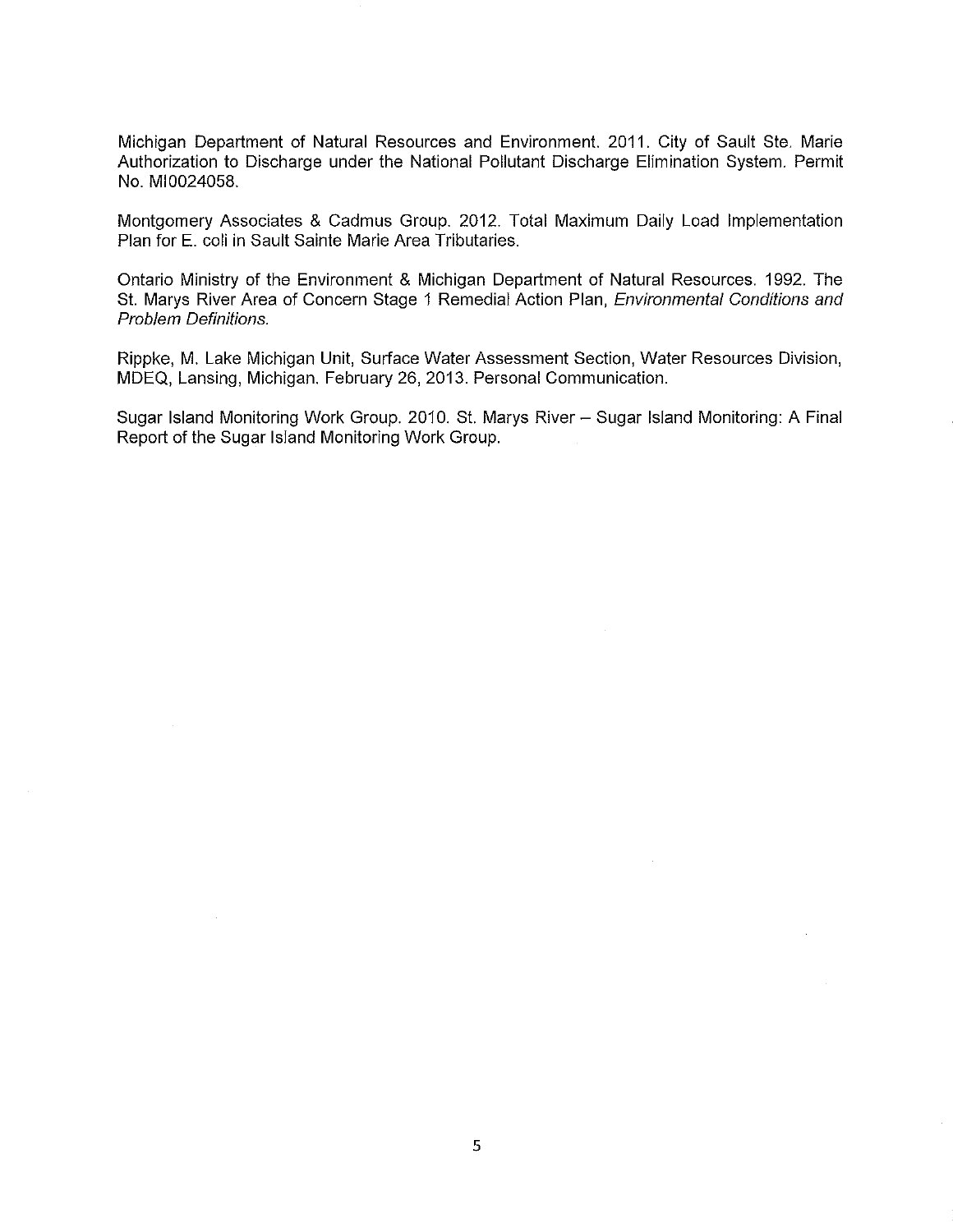Michigan Department of Natural Resources and Environment. 2011. City of Sault Ste. Marie Authorization to Discharge under the National Pollutant Discharge Elimination System. Permit No. MI0024058.

Montgomery Associates & Cadmus Group. 2012. Total Maximum Daily Load Implementation Plan for E. coli in Sault Sainte Marie Area Tributaries.

Ontario Ministry of the Environment & Michigan Department of Natural Resources. 1992. The St. Marys River Area of Concern Stage 1 Remedial Action Plan, *Environmental Conditions and Problem Definitions.*

Rippke, M. Lake Michigan Unit, Surface Water Assessment Section, Water Resources Division, MDEQ, Lansing, Michigan. February 26, 2013. Personal Communication.

Sugar Island Monitoring Work Group. 2010. St. Marys River – Sugar Island Monitoring: A Final Report of the Sugar Island Monitoring Work Group.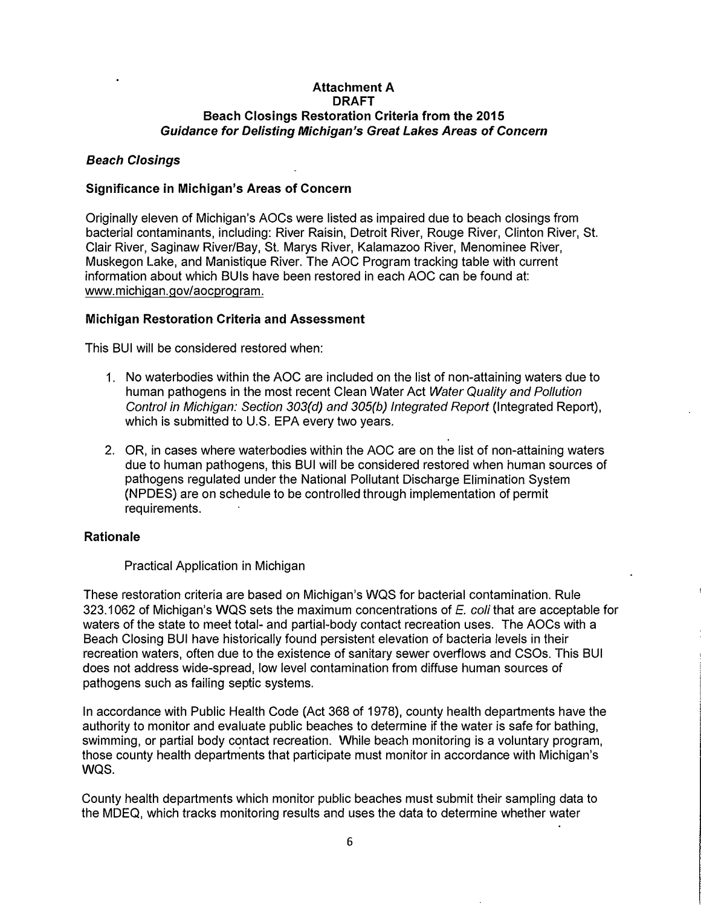**Attachment A**
**DRAFT**
**Beach Closings Restoration Criteria from the 2015**
***Guidance for Delisting Michigan's Great Lakes Areas of Concern***

### *Beach Closings*

### Significance in Michigan's Areas of Concern

Originally eleven of Michigan's AOCs were listed as impaired due to beach closings from bacterial contaminants, including: River Raisin, Detroit River, Rouge River, Clinton River, St. Clair River, Saginaw River/Bay, St. Marys River, Kalamazoo River, Menominee River, Muskegon Lake, and Manistique River. The AOC Program tracking table with current information about which BUIs have been restored in each AOC can be found at: www.michigan.gov/aocprogram.

### Michigan Restoration Criteria and Assessment

This BUI will be considered restored when:

1. No waterbodies within the AOC are included on the list of non-attaining waters due to human pathogens in the most recent Clean Water Act *Water Quality and Pollution Control in Michigan: Section 303(d) and 305(b) Integrated Report* (Integrated Report), which is submitted to U.S. EPA every two years.

2. OR, in cases where waterbodies within the AOC are on the list of non-attaining waters due to human pathogens, this BUI will be considered restored when human sources of pathogens regulated under the National Pollutant Discharge Elimination System (NPDES) are on schedule to be controlled through implementation of permit requirements.

### Rationale

Practical Application in Michigan

These restoration criteria are based on Michigan's WQS for bacterial contamination. Rule 323.1062 of Michigan's WQS sets the maximum concentrations of *E. coli* that are acceptable for waters of the state to meet total- and partial-body contact recreation uses. The AOCs with a Beach Closing BUI have historically found persistent elevation of bacteria levels in their recreation waters, often due to the existence of sanitary sewer overflows and CSOs. This BUI does not address wide-spread, low level contamination from diffuse human sources of pathogens such as failing septic systems.

In accordance with Public Health Code (Act 368 of 1978), county health departments have the authority to monitor and evaluate public beaches to determine if the water is safe for bathing, swimming, or partial body contact recreation. While beach monitoring is a voluntary program, those county health departments that participate must monitor in accordance with Michigan's WQS.

County health departments which monitor public beaches must submit their sampling data to the MDEQ, which tracks monitoring results and uses the data to determine whether water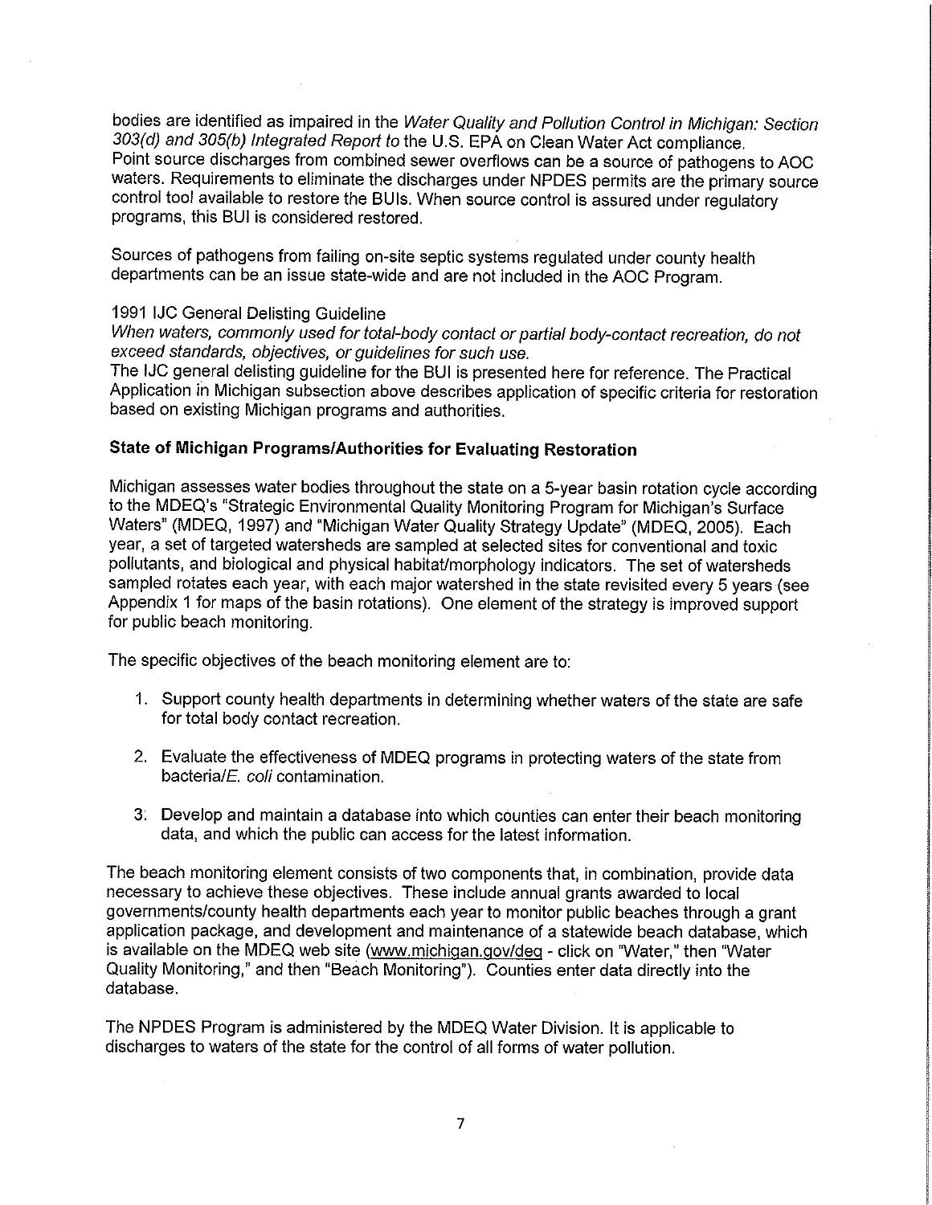bodies are identified as impaired in the *Water Quality and Pollution Control in Michigan: Section 303(d) and 305(b) Integrated Report to* the U.S. EPA on Clean Water Act compliance. Point source discharges from combined sewer overflows can be a source of pathogens to AOC waters. Requirements to eliminate the discharges under NPDES permits are the primary source control tool available to restore the BUIs. When source control is assured under regulatory programs, this BUI is considered restored.

Sources of pathogens from failing on-site septic systems regulated under county health departments can be an issue state-wide and are not included in the AOC Program.

1991 IJC General Delisting Guideline

*When waters, commonly used for total-body contact or partial body-contact recreation, do not exceed standards, objectives, or guidelines for such use.*

The IJC general delisting guideline for the BUI is presented here for reference. The Practical Application in Michigan subsection above describes application of specific criteria for restoration based on existing Michigan programs and authorities.

**State of Michigan Programs/Authorities for Evaluating Restoration**

Michigan assesses water bodies throughout the state on a 5-year basin rotation cycle according to the MDEQ's "Strategic Environmental Quality Monitoring Program for Michigan's Surface Waters" (MDEQ, 1997) and "Michigan Water Quality Strategy Update" (MDEQ, 2005). Each year, a set of targeted watersheds are sampled at selected sites for conventional and toxic pollutants, and biological and physical habitat/morphology indicators. The set of watersheds sampled rotates each year, with each major watershed in the state revisited every 5 years (see Appendix 1 for maps of the basin rotations). One element of the strategy is improved support for public beach monitoring.

The specific objectives of the beach monitoring element are to:

1. Support county health departments in determining whether waters of the state are safe for total body contact recreation.

2. Evaluate the effectiveness of MDEQ programs in protecting waters of the state from bacteria/*E. coli* contamination.

3. Develop and maintain a database into which counties can enter their beach monitoring data, and which the public can access for the latest information.

The beach monitoring element consists of two components that, in combination, provide data necessary to achieve these objectives. These include annual grants awarded to local governments/county health departments each year to monitor public beaches through a grant application package, and development and maintenance of a statewide beach database, which is available on the MDEQ web site (www.michigan.gov/deq - click on "Water," then "Water Quality Monitoring," and then "Beach Monitoring"). Counties enter data directly into the database.

The NPDES Program is administered by the MDEQ Water Division. It is applicable to discharges to waters of the state for the control of all forms of water pollution.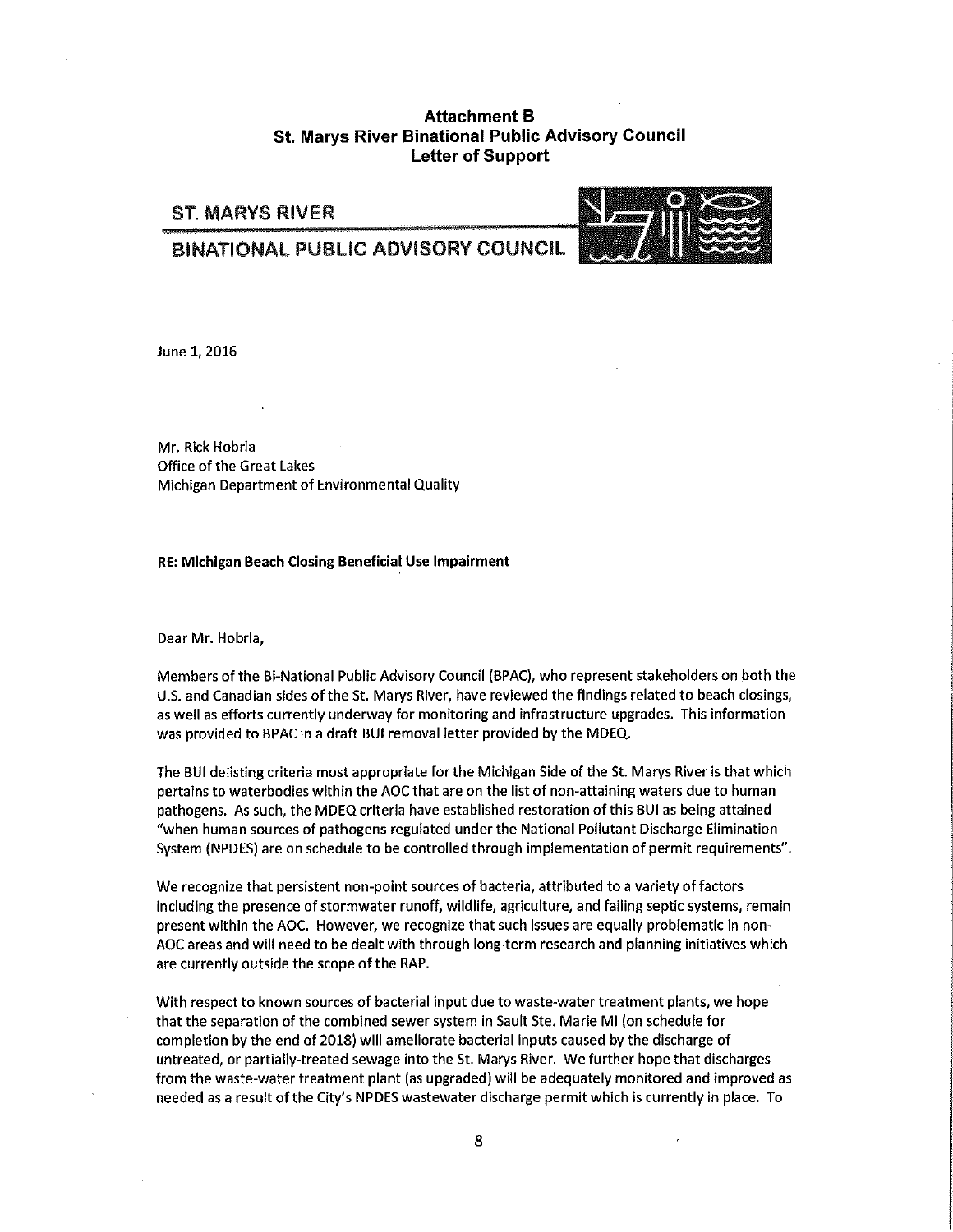**Attachment B**
**St. Marys River Binational Public Advisory Council**
**Letter of Support**

ST. MARYS RIVER

BINATIONAL PUBLIC ADVISORY COUNCIL

June 1, 2016

Mr. Rick Hobrla
Office of the Great Lakes
Michigan Department of Environmental Quality

**RE: Michigan Beach Closing Beneficial Use Impairment**

Dear Mr. Hobrla,

Members of the Bi-National Public Advisory Council (BPAC), who represent stakeholders on both the U.S. and Canadian sides of the St. Marys River, have reviewed the findings related to beach closings, as well as efforts currently underway for monitoring and infrastructure upgrades. This information was provided to BPAC in a draft BUI removal letter provided by the MDEQ.

The BUI delisting criteria most appropriate for the Michigan Side of the St. Marys River is that which pertains to waterbodies within the AOC that are on the list of non-attaining waters due to human pathogens. As such, the MDEQ criteria have established restoration of this BUI as being attained "when human sources of pathogens regulated under the National Pollutant Discharge Elimination System (NPDES) are on schedule to be controlled through implementation of permit requirements".

We recognize that persistent non-point sources of bacteria, attributed to a variety of factors including the presence of stormwater runoff, wildlife, agriculture, and failing septic systems, remain present within the AOC. However, we recognize that such issues are equally problematic in non-AOC areas and will need to be dealt with through long-term research and planning initiatives which are currently outside the scope of the RAP.

With respect to known sources of bacterial input due to waste-water treatment plants, we hope that the separation of the combined sewer system in Sault Ste. Marie MI (on schedule for completion by the end of 2018) will ameliorate bacterial inputs caused by the discharge of untreated, or partially-treated sewage into the St. Marys River. We further hope that discharges from the waste-water treatment plant (as upgraded) will be adequately monitored and improved as needed as a result of the City's NPDES wastewater discharge permit which is currently in place. To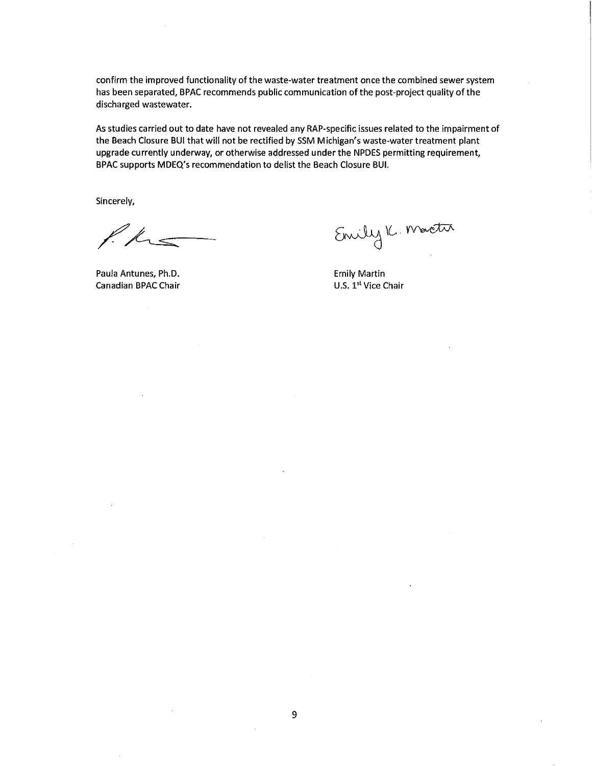confirm the improved functionality of the waste-water treatment once the combined sewer system has been separated, BPAC recommends public communication of the post-project quality of the discharged wastewater.

As studies carried out to date have not revealed any RAP-specific issues related to the impairment of the Beach Closure BUI that will not be rectified by SSM Michigan's waste-water treatment plant upgrade currently underway, or otherwise addressed under the NPDES permitting requirement, BPAC supports MDEQ's recommendation to delist the Beach Closure BUI.

Sincerely,

Paula Antunes, Ph.D.
Canadian BPAC Chair

Emily Martin
U.S. 1st Vice Chair